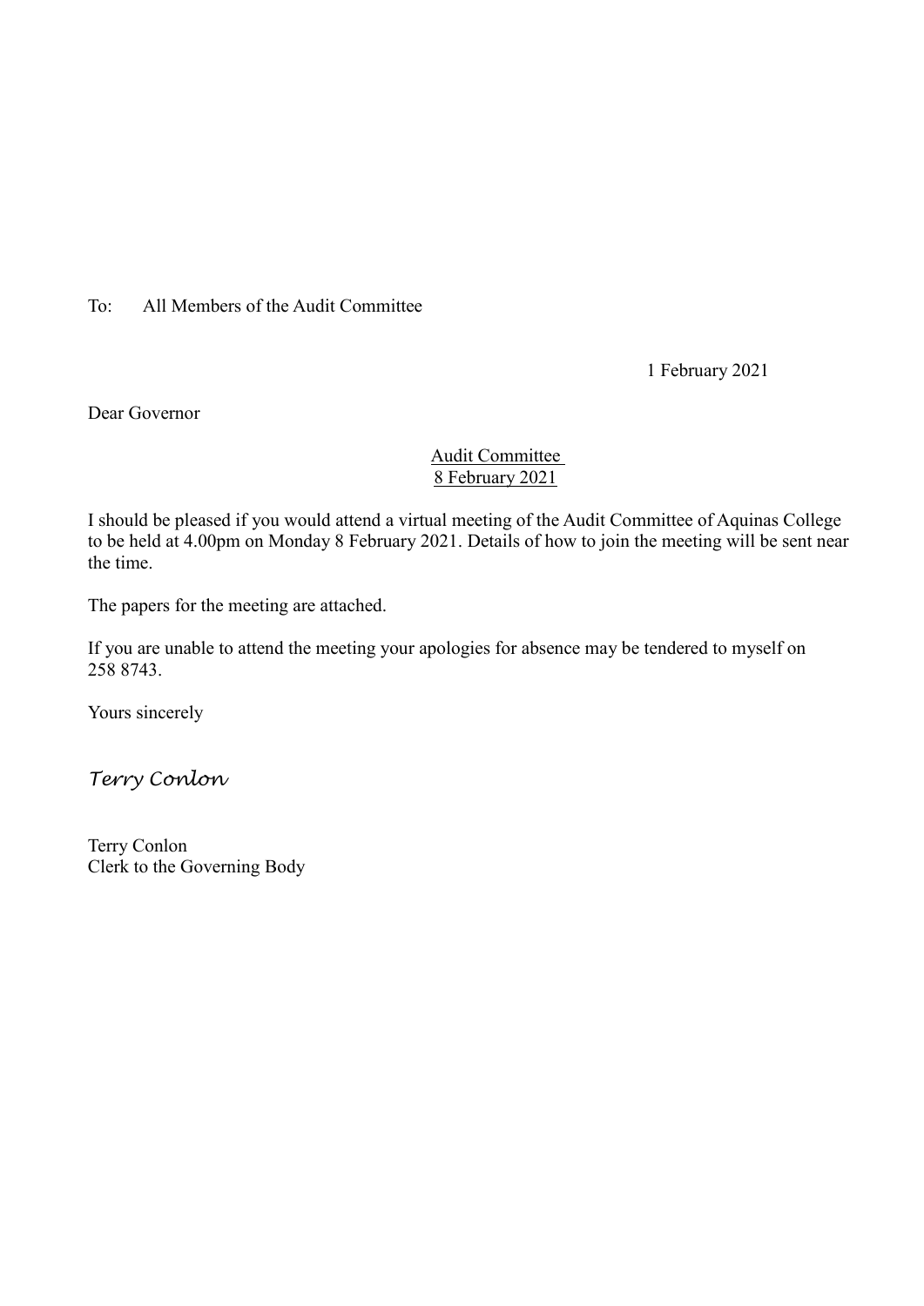To: All Members of the Audit Committee

1 February 2021

Dear Governor

<u>Audit Committee</u>
<u>8 February 2021</u>

I should be pleased if you would attend a virtual meeting of the Audit Committee of Aquinas College to be held at 4.00pm on Monday 8 February 2021. Details of how to join the meeting will be sent near the time.

The papers for the meeting are attached.

If you are unable to attend the meeting your apologies for absence may be tendered to myself on 258 8743.

Yours sincerely

*Terry Conlon*

Terry Conlon
Clerk to the Governing Body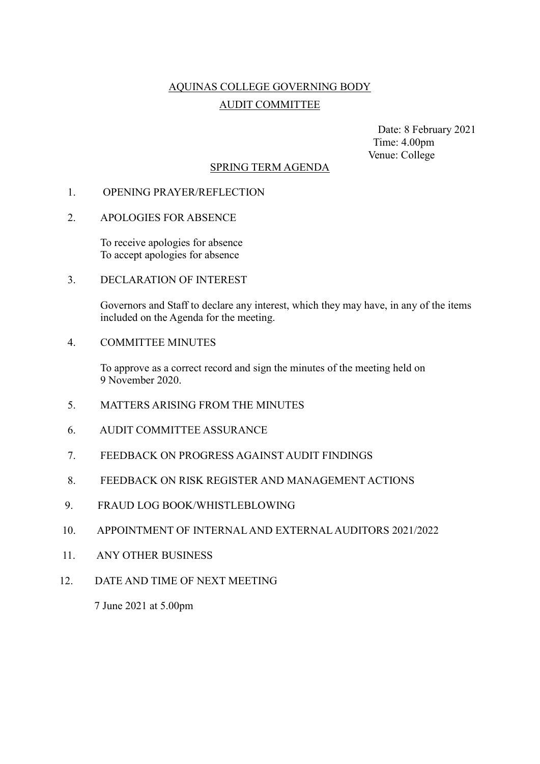<u>AQUINAS COLLEGE GOVERNING BODY</u>

<u>AUDIT COMMITTEE</u>

Date: 8 February 2021
Time: 4.00pm
Venue: College

<u>SPRING TERM AGENDA</u>

1. OPENING PRAYER/REFLECTION

2. APOLOGIES FOR ABSENCE

   To receive apologies for absence
   To accept apologies for absence

3. DECLARATION OF INTEREST

   Governors and Staff to declare any interest, which they may have, in any of the items included on the Agenda for the meeting.

4. COMMITTEE MINUTES

   To approve as a correct record and sign the minutes of the meeting held on 9 November 2020.

5. MATTERS ARISING FROM THE MINUTES

6. AUDIT COMMITTEE ASSURANCE

7. FEEDBACK ON PROGRESS AGAINST AUDIT FINDINGS

8. FEEDBACK ON RISK REGISTER AND MANAGEMENT ACTIONS

9. FRAUD LOG BOOK/WHISTLEBLOWING

10. APPOINTMENT OF INTERNAL AND EXTERNAL AUDITORS 2021/2022

11. ANY OTHER BUSINESS

12. DATE AND TIME OF NEXT MEETING

    7 June 2021 at 5.00pm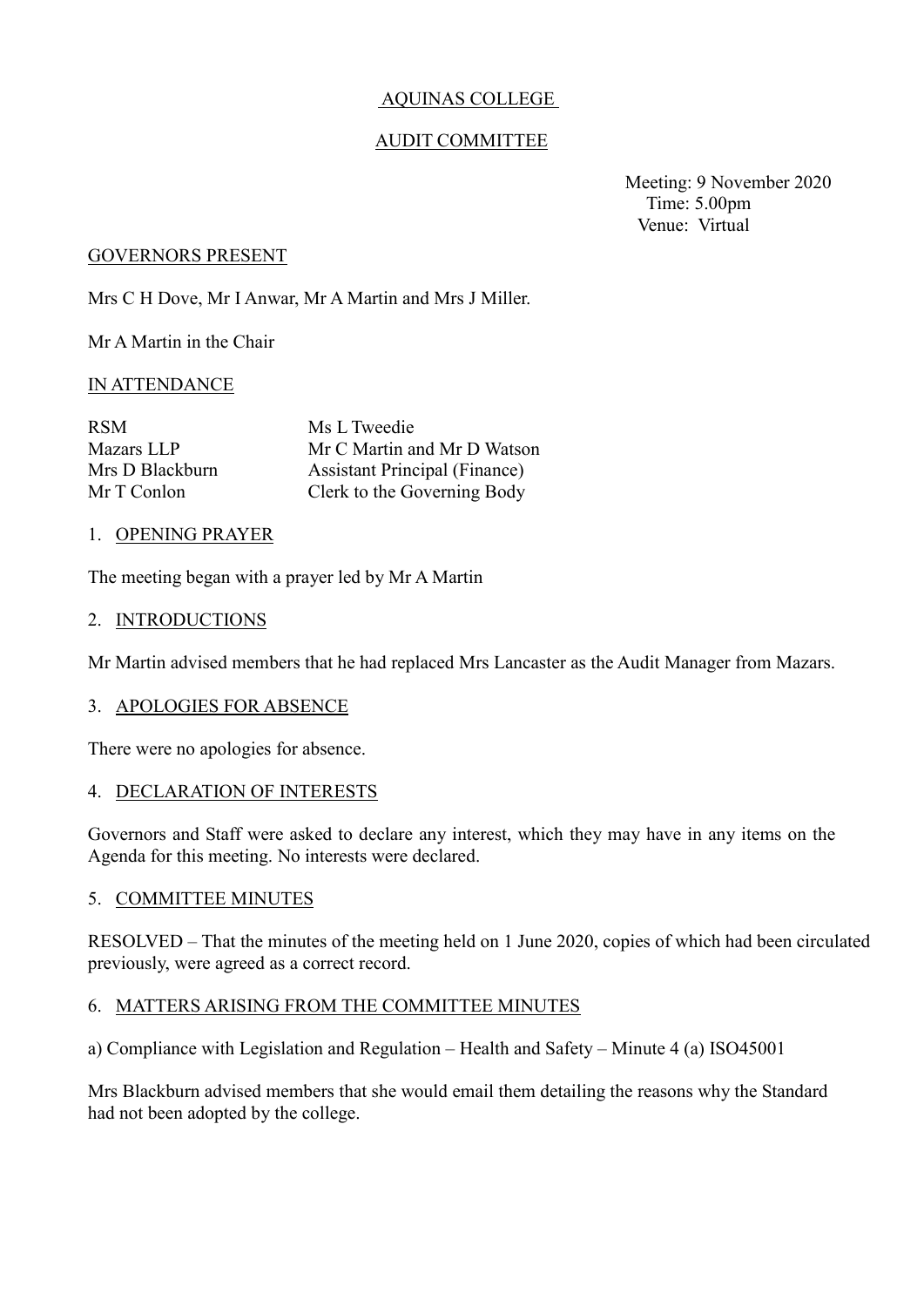AQUINAS COLLEGE

AUDIT COMMITTEE

Meeting: 9 November 2020
Time: 5.00pm
Venue: Virtual

GOVERNORS PRESENT

Mrs C H Dove, Mr I Anwar, Mr A Martin and Mrs J Miller.

Mr A Martin in the Chair

IN ATTENDANCE

| | |
|---|---|
| RSM | Ms L Tweedie |
| Mazars LLP | Mr C Martin and Mr D Watson |
| Mrs D Blackburn | Assistant Principal (Finance) |
| Mr T Conlon | Clerk to the Governing Body |

1. OPENING PRAYER

The meeting began with a prayer led by Mr A Martin

2. INTRODUCTIONS

Mr Martin advised members that he had replaced Mrs Lancaster as the Audit Manager from Mazars.

3. APOLOGIES FOR ABSENCE

There were no apologies for absence.

4. DECLARATION OF INTERESTS

Governors and Staff were asked to declare any interest, which they may have in any items on the Agenda for this meeting. No interests were declared.

5. COMMITTEE MINUTES

RESOLVED – That the minutes of the meeting held on 1 June 2020, copies of which had been circulated previously, were agreed as a correct record.

6. MATTERS ARISING FROM THE COMMITTEE MINUTES

a) Compliance with Legislation and Regulation – Health and Safety – Minute 4 (a) ISO45001

Mrs Blackburn advised members that she would email them detailing the reasons why the Standard had not been adopted by the college.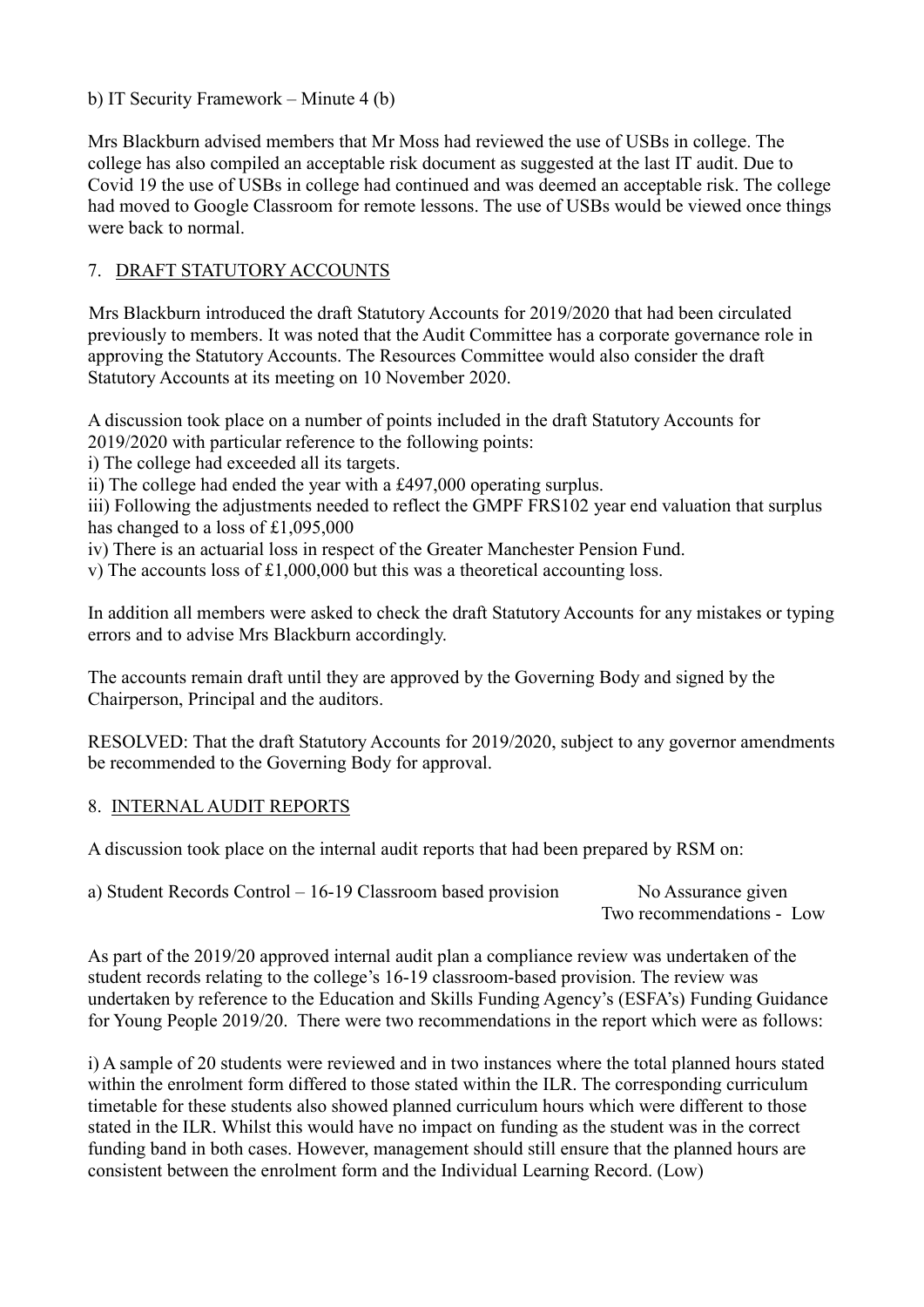b) IT Security Framework – Minute 4 (b)

Mrs Blackburn advised members that Mr Moss had reviewed the use of USBs in college. The college has also compiled an acceptable risk document as suggested at the last IT audit. Due to Covid 19 the use of USBs in college had continued and was deemed an acceptable risk. The college had moved to Google Classroom for remote lessons. The use of USBs would be viewed once things were back to normal.

## 7. DRAFT STATUTORY ACCOUNTS

Mrs Blackburn introduced the draft Statutory Accounts for 2019/2020 that had been circulated previously to members. It was noted that the Audit Committee has a corporate governance role in approving the Statutory Accounts. The Resources Committee would also consider the draft Statutory Accounts at its meeting on 10 November 2020.

A discussion took place on a number of points included in the draft Statutory Accounts for 2019/2020 with particular reference to the following points:

i) The college had exceeded all its targets.
ii) The college had ended the year with a £497,000 operating surplus.
iii) Following the adjustments needed to reflect the GMPF FRS102 year end valuation that surplus has changed to a loss of £1,095,000
iv) There is an actuarial loss in respect of the Greater Manchester Pension Fund.
v) The accounts loss of £1,000,000 but this was a theoretical accounting loss.

In addition all members were asked to check the draft Statutory Accounts for any mistakes or typing errors and to advise Mrs Blackburn accordingly.

The accounts remain draft until they are approved by the Governing Body and signed by the Chairperson, Principal and the auditors.

RESOLVED: That the draft Statutory Accounts for 2019/2020, subject to any governor amendments be recommended to the Governing Body for approval.

## 8. INTERNAL AUDIT REPORTS

A discussion took place on the internal audit reports that had been prepared by RSM on:

a) Student Records Control – 16-19 Classroom based provision — No Assurance given — Two recommendations - Low

As part of the 2019/20 approved internal audit plan a compliance review was undertaken of the student records relating to the college's 16-19 classroom-based provision. The review was undertaken by reference to the Education and Skills Funding Agency's (ESFA's) Funding Guidance for Young People 2019/20. There were two recommendations in the report which were as follows:

i) A sample of 20 students were reviewed and in two instances where the total planned hours stated within the enrolment form differed to those stated within the ILR. The corresponding curriculum timetable for these students also showed planned curriculum hours which were different to those stated in the ILR. Whilst this would have no impact on funding as the student was in the correct funding band in both cases. However, management should still ensure that the planned hours are consistent between the enrolment form and the Individual Learning Record. (Low)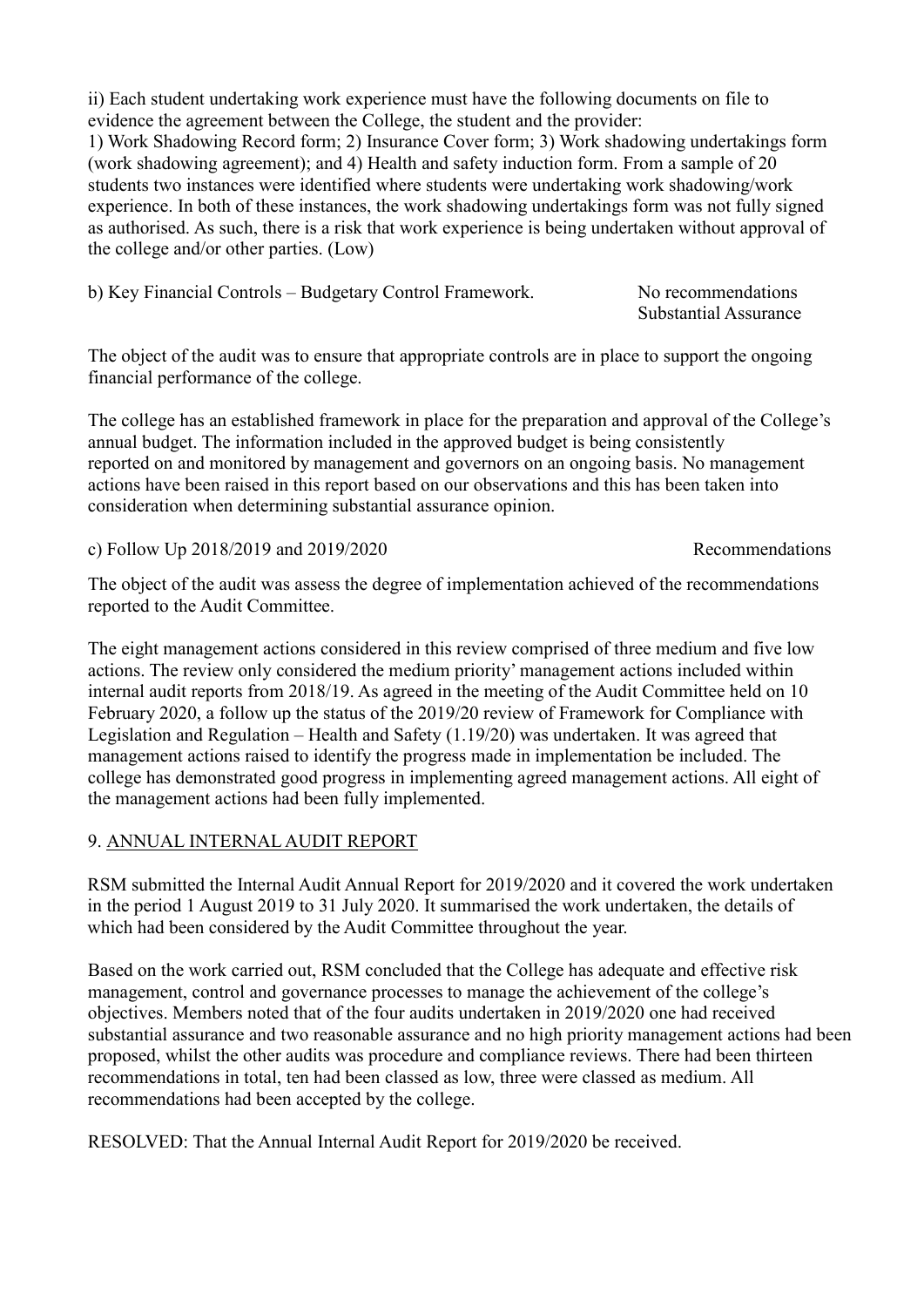ii) Each student undertaking work experience must have the following documents on file to evidence the agreement between the College, the student and the provider:
1) Work Shadowing Record form; 2) Insurance Cover form; 3) Work shadowing undertakings form (work shadowing agreement); and 4) Health and safety induction form. From a sample of 20 students two instances were identified where students were undertaking work shadowing/work experience. In both of these instances, the work shadowing undertakings form was not fully signed as authorised. As such, there is a risk that work experience is being undertaken without approval of the college and/or other parties. (Low)

b) Key Financial Controls – Budgetary Control Framework. No recommendations Substantial Assurance

The object of the audit was to ensure that appropriate controls are in place to support the ongoing financial performance of the college.

The college has an established framework in place for the preparation and approval of the College's annual budget. The information included in the approved budget is being consistently reported on and monitored by management and governors on an ongoing basis. No management actions have been raised in this report based on our observations and this has been taken into consideration when determining substantial assurance opinion.

c) Follow Up 2018/2019 and 2019/2020 Recommendations

The object of the audit was assess the degree of implementation achieved of the recommendations reported to the Audit Committee.

The eight management actions considered in this review comprised of three medium and five low actions. The review only considered the medium priority' management actions included within internal audit reports from 2018/19. As agreed in the meeting of the Audit Committee held on 10 February 2020, a follow up the status of the 2019/20 review of Framework for Compliance with Legislation and Regulation – Health and Safety (1.19/20) was undertaken. It was agreed that management actions raised to identify the progress made in implementation be included. The college has demonstrated good progress in implementing agreed management actions. All eight of the management actions had been fully implemented.

## 9. ANNUAL INTERNAL AUDIT REPORT

RSM submitted the Internal Audit Annual Report for 2019/2020 and it covered the work undertaken in the period 1 August 2019 to 31 July 2020. It summarised the work undertaken, the details of which had been considered by the Audit Committee throughout the year.

Based on the work carried out, RSM concluded that the College has adequate and effective risk management, control and governance processes to manage the achievement of the college's objectives. Members noted that of the four audits undertaken in 2019/2020 one had received substantial assurance and two reasonable assurance and no high priority management actions had been proposed, whilst the other audits was procedure and compliance reviews. There had been thirteen recommendations in total, ten had been classed as low, three were classed as medium. All recommendations had been accepted by the college.

RESOLVED: That the Annual Internal Audit Report for 2019/2020 be received.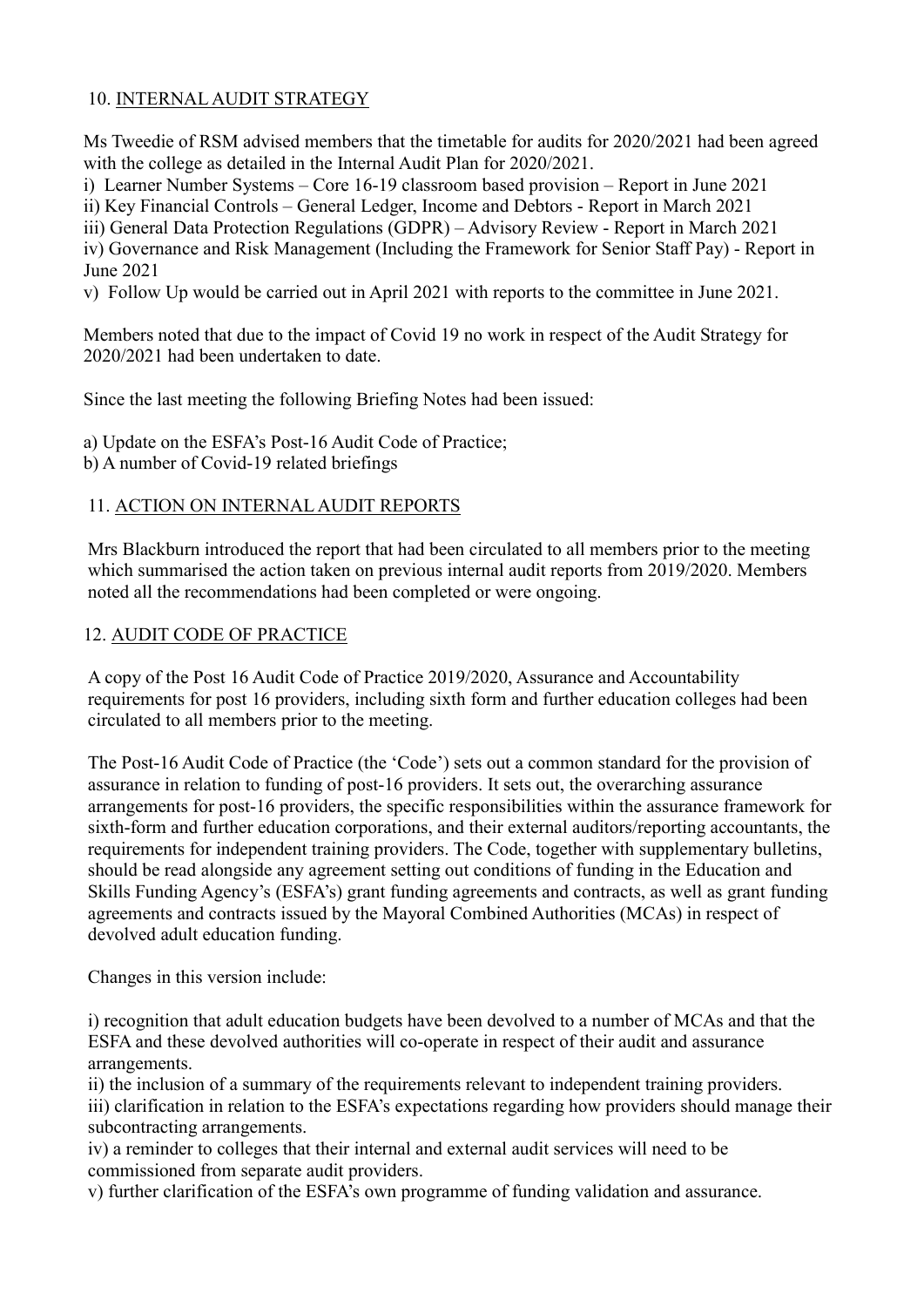## 10. INTERNAL AUDIT STRATEGY

Ms Tweedie of RSM advised members that the timetable for audits for 2020/2021 had been agreed with the college as detailed in the Internal Audit Plan for 2020/2021.

i) Learner Number Systems – Core 16-19 classroom based provision – Report in June 2021
ii) Key Financial Controls – General Ledger, Income and Debtors - Report in March 2021
iii) General Data Protection Regulations (GDPR) – Advisory Review - Report in March 2021
iv) Governance and Risk Management (Including the Framework for Senior Staff Pay) - Report in June 2021
v) Follow Up would be carried out in April 2021 with reports to the committee in June 2021.

Members noted that due to the impact of Covid 19 no work in respect of the Audit Strategy for 2020/2021 had been undertaken to date.

Since the last meeting the following Briefing Notes had been issued:

a) Update on the ESFA's Post-16 Audit Code of Practice;
b) A number of Covid-19 related briefings

## 11. ACTION ON INTERNAL AUDIT REPORTS

Mrs Blackburn introduced the report that had been circulated to all members prior to the meeting which summarised the action taken on previous internal audit reports from 2019/2020. Members noted all the recommendations had been completed or were ongoing.

## 12. AUDIT CODE OF PRACTICE

A copy of the Post 16 Audit Code of Practice 2019/2020, Assurance and Accountability requirements for post 16 providers, including sixth form and further education colleges had been circulated to all members prior to the meeting.

The Post-16 Audit Code of Practice (the 'Code') sets out a common standard for the provision of assurance in relation to funding of post-16 providers. It sets out, the overarching assurance arrangements for post-16 providers, the specific responsibilities within the assurance framework for sixth-form and further education corporations, and their external auditors/reporting accountants, the requirements for independent training providers. The Code, together with supplementary bulletins, should be read alongside any agreement setting out conditions of funding in the Education and Skills Funding Agency's (ESFA's) grant funding agreements and contracts, as well as grant funding agreements and contracts issued by the Mayoral Combined Authorities (MCAs) in respect of devolved adult education funding.

Changes in this version include:

i) recognition that adult education budgets have been devolved to a number of MCAs and that the ESFA and these devolved authorities will co-operate in respect of their audit and assurance arrangements.
ii) the inclusion of a summary of the requirements relevant to independent training providers.
iii) clarification in relation to the ESFA's expectations regarding how providers should manage their subcontracting arrangements.
iv) a reminder to colleges that their internal and external audit services will need to be commissioned from separate audit providers.
v) further clarification of the ESFA's own programme of funding validation and assurance.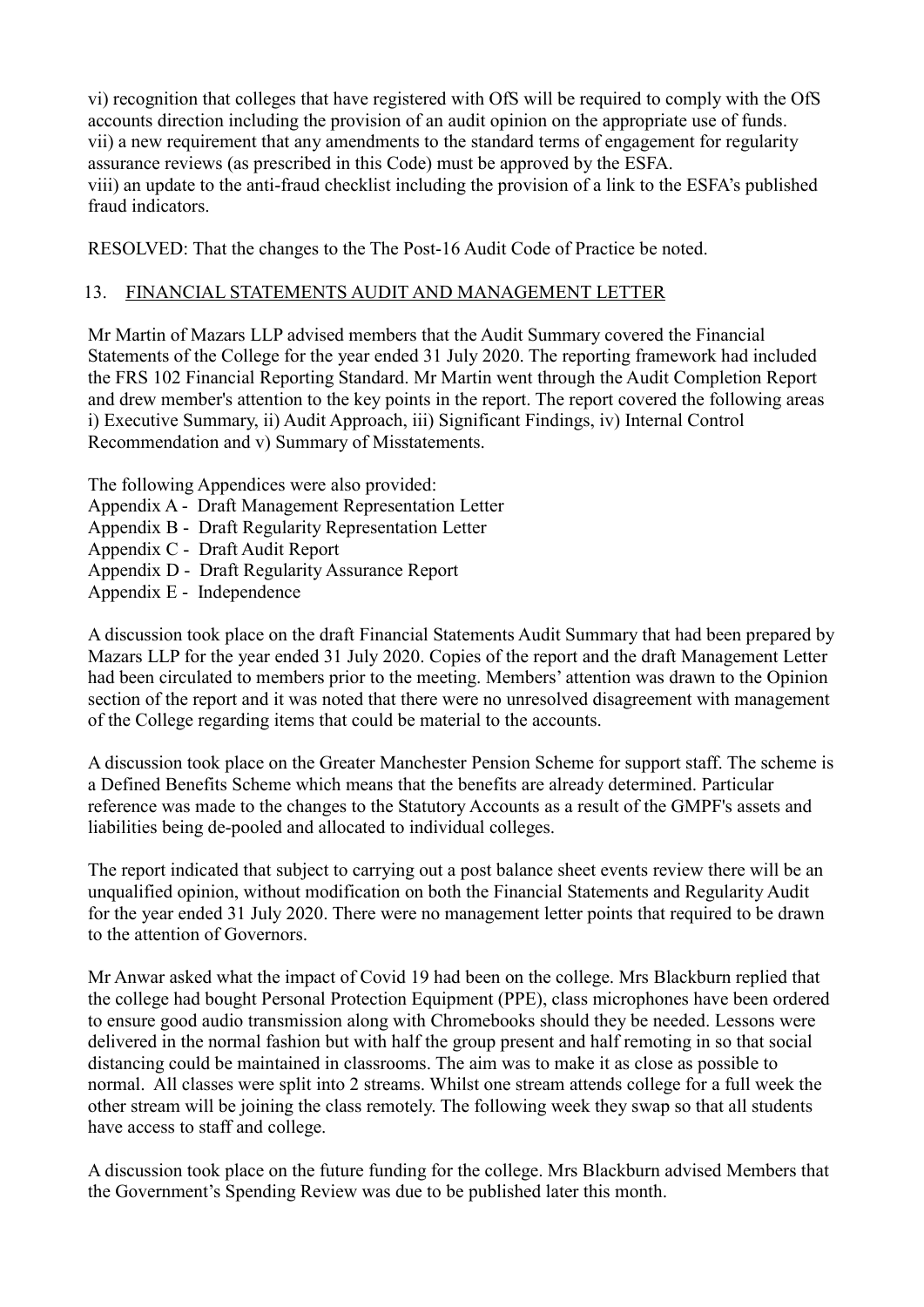vi) recognition that colleges that have registered with OfS will be required to comply with the OfS accounts direction including the provision of an audit opinion on the appropriate use of funds.
vii) a new requirement that any amendments to the standard terms of engagement for regularity assurance reviews (as prescribed in this Code) must be approved by the ESFA.
viii) an update to the anti-fraud checklist including the provision of a link to the ESFA's published fraud indicators.

RESOLVED: That the changes to the The Post-16 Audit Code of Practice be noted.

## 13. FINANCIAL STATEMENTS AUDIT AND MANAGEMENT LETTER

Mr Martin of Mazars LLP advised members that the Audit Summary covered the Financial Statements of the College for the year ended 31 July 2020. The reporting framework had included the FRS 102 Financial Reporting Standard. Mr Martin went through the Audit Completion Report and drew member's attention to the key points in the report. The report covered the following areas i) Executive Summary, ii) Audit Approach, iii) Significant Findings, iv) Internal Control Recommendation and v) Summary of Misstatements.

The following Appendices were also provided:
Appendix A - Draft Management Representation Letter
Appendix B - Draft Regularity Representation Letter
Appendix C - Draft Audit Report
Appendix D - Draft Regularity Assurance Report
Appendix E - Independence

A discussion took place on the draft Financial Statements Audit Summary that had been prepared by Mazars LLP for the year ended 31 July 2020. Copies of the report and the draft Management Letter had been circulated to members prior to the meeting. Members' attention was drawn to the Opinion section of the report and it was noted that there were no unresolved disagreement with management of the College regarding items that could be material to the accounts.

A discussion took place on the Greater Manchester Pension Scheme for support staff. The scheme is a Defined Benefits Scheme which means that the benefits are already determined. Particular reference was made to the changes to the Statutory Accounts as a result of the GMPF's assets and liabilities being de-pooled and allocated to individual colleges.

The report indicated that subject to carrying out a post balance sheet events review there will be an unqualified opinion, without modification on both the Financial Statements and Regularity Audit for the year ended 31 July 2020. There were no management letter points that required to be drawn to the attention of Governors.

Mr Anwar asked what the impact of Covid 19 had been on the college. Mrs Blackburn replied that the college had bought Personal Protection Equipment (PPE), class microphones have been ordered to ensure good audio transmission along with Chromebooks should they be needed. Lessons were delivered in the normal fashion but with half the group present and half remoting in so that social distancing could be maintained in classrooms. The aim was to make it as close as possible to normal. All classes were split into 2 streams. Whilst one stream attends college for a full week the other stream will be joining the class remotely. The following week they swap so that all students have access to staff and college.

A discussion took place on the future funding for the college. Mrs Blackburn advised Members that the Government's Spending Review was due to be published later this month.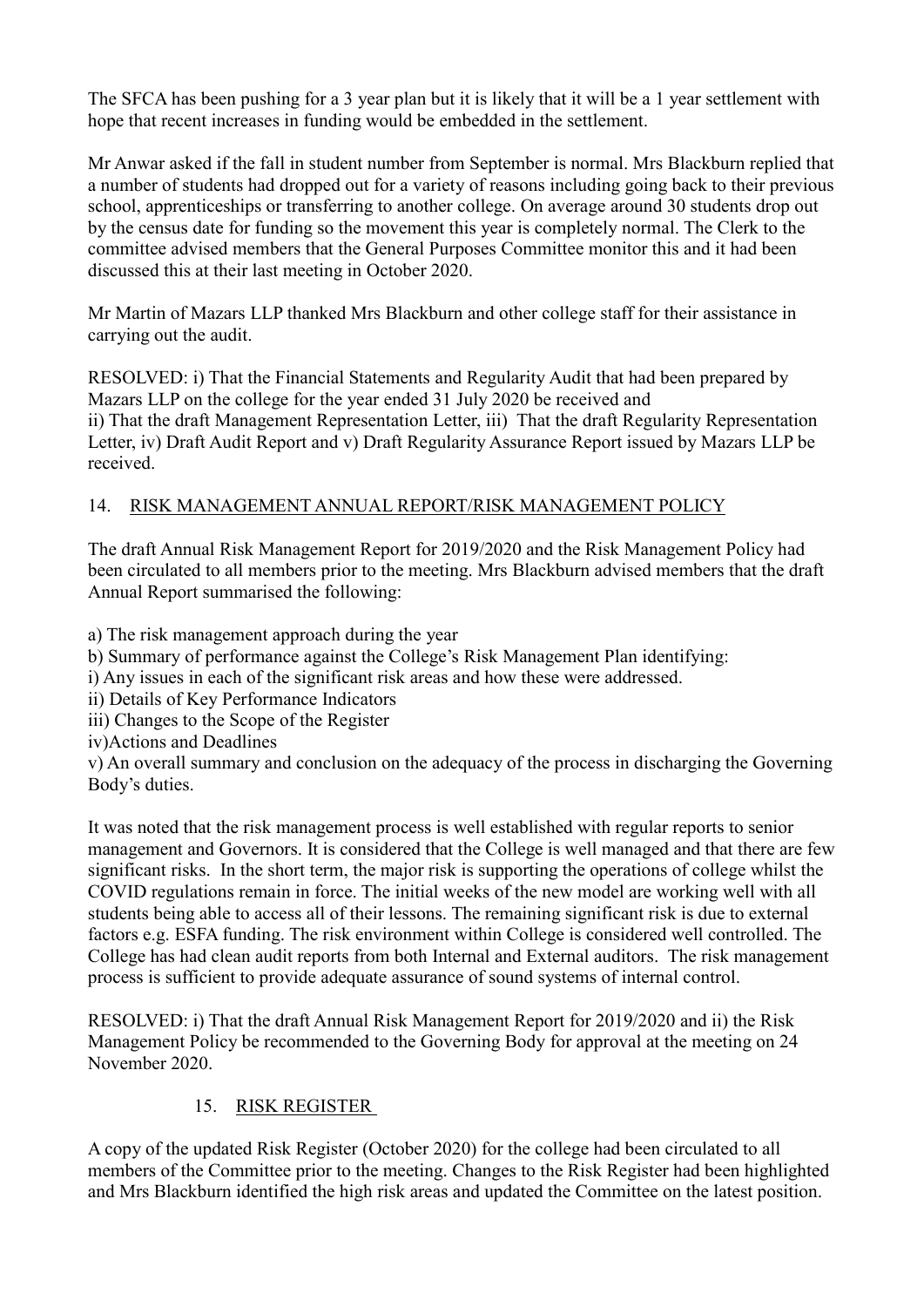The SFCA has been pushing for a 3 year plan but it is likely that it will be a 1 year settlement with hope that recent increases in funding would be embedded in the settlement.

Mr Anwar asked if the fall in student number from September is normal. Mrs Blackburn replied that a number of students had dropped out for a variety of reasons including going back to their previous school, apprenticeships or transferring to another college. On average around 30 students drop out by the census date for funding so the movement this year is completely normal. The Clerk to the committee advised members that the General Purposes Committee monitor this and it had been discussed this at their last meeting in October 2020.

Mr Martin of Mazars LLP thanked Mrs Blackburn and other college staff for their assistance in carrying out the audit.

RESOLVED: i) That the Financial Statements and Regularity Audit that had been prepared by Mazars LLP on the college for the year ended 31 July 2020 be received and
ii) That the draft Management Representation Letter, iii) That the draft Regularity Representation Letter, iv) Draft Audit Report and v) Draft Regularity Assurance Report issued by Mazars LLP be received.

## 14. RISK MANAGEMENT ANNUAL REPORT/RISK MANAGEMENT POLICY

The draft Annual Risk Management Report for 2019/2020 and the Risk Management Policy had been circulated to all members prior to the meeting. Mrs Blackburn advised members that the draft Annual Report summarised the following:

a) The risk management approach during the year
b) Summary of performance against the College's Risk Management Plan identifying:
i) Any issues in each of the significant risk areas and how these were addressed.
ii) Details of Key Performance Indicators
iii) Changes to the Scope of the Register
iv)Actions and Deadlines
v) An overall summary and conclusion on the adequacy of the process in discharging the Governing Body's duties.

It was noted that the risk management process is well established with regular reports to senior management and Governors. It is considered that the College is well managed and that there are few significant risks. In the short term, the major risk is supporting the operations of college whilst the COVID regulations remain in force. The initial weeks of the new model are working well with all students being able to access all of their lessons. The remaining significant risk is due to external factors e.g. ESFA funding. The risk environment within College is considered well controlled. The College has had clean audit reports from both Internal and External auditors. The risk management process is sufficient to provide adequate assurance of sound systems of internal control.

RESOLVED: i) That the draft Annual Risk Management Report for 2019/2020 and ii) the Risk Management Policy be recommended to the Governing Body for approval at the meeting on 24 November 2020.

## 15. RISK REGISTER

A copy of the updated Risk Register (October 2020) for the college had been circulated to all members of the Committee prior to the meeting. Changes to the Risk Register had been highlighted and Mrs Blackburn identified the high risk areas and updated the Committee on the latest position.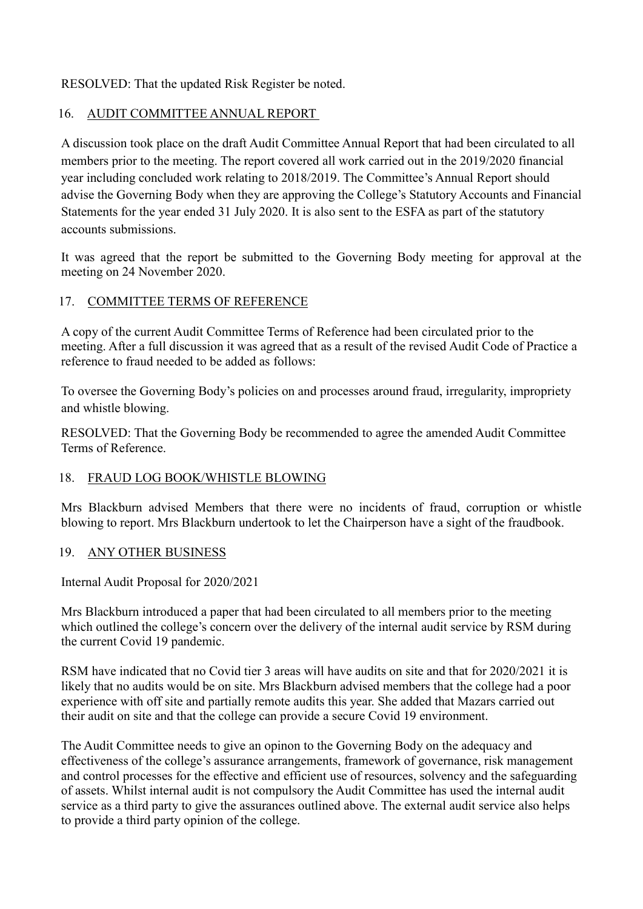RESOLVED: That the updated Risk Register be noted.

## 16. AUDIT COMMITTEE ANNUAL REPORT

A discussion took place on the draft Audit Committee Annual Report that had been circulated to all members prior to the meeting. The report covered all work carried out in the 2019/2020 financial year including concluded work relating to 2018/2019. The Committee's Annual Report should advise the Governing Body when they are approving the College's Statutory Accounts and Financial Statements for the year ended 31 July 2020. It is also sent to the ESFA as part of the statutory accounts submissions.

It was agreed that the report be submitted to the Governing Body meeting for approval at the meeting on 24 November 2020.

## 17. COMMITTEE TERMS OF REFERENCE

A copy of the current Audit Committee Terms of Reference had been circulated prior to the meeting. After a full discussion it was agreed that as a result of the revised Audit Code of Practice a reference to fraud needed to be added as follows:

To oversee the Governing Body's policies on and processes around fraud, irregularity, impropriety and whistle blowing.

RESOLVED: That the Governing Body be recommended to agree the amended Audit Committee Terms of Reference.

## 18. FRAUD LOG BOOK/WHISTLE BLOWING

Mrs Blackburn advised Members that there were no incidents of fraud, corruption or whistle blowing to report. Mrs Blackburn undertook to let the Chairperson have a sight of the fraudbook.

## 19. ANY OTHER BUSINESS

Internal Audit Proposal for 2020/2021

Mrs Blackburn introduced a paper that had been circulated to all members prior to the meeting which outlined the college's concern over the delivery of the internal audit service by RSM during the current Covid 19 pandemic.

RSM have indicated that no Covid tier 3 areas will have audits on site and that for 2020/2021 it is likely that no audits would be on site. Mrs Blackburn advised members that the college had a poor experience with off site and partially remote audits this year. She added that Mazars carried out their audit on site and that the college can provide a secure Covid 19 environment.

The Audit Committee needs to give an opinon to the Governing Body on the adequacy and effectiveness of the college's assurance arrangements, framework of governance, risk management and control processes for the effective and efficient use of resources, solvency and the safeguarding of assets. Whilst internal audit is not compulsory the Audit Committee has used the internal audit service as a third party to give the assurances outlined above. The external audit service also helps to provide a third party opinion of the college.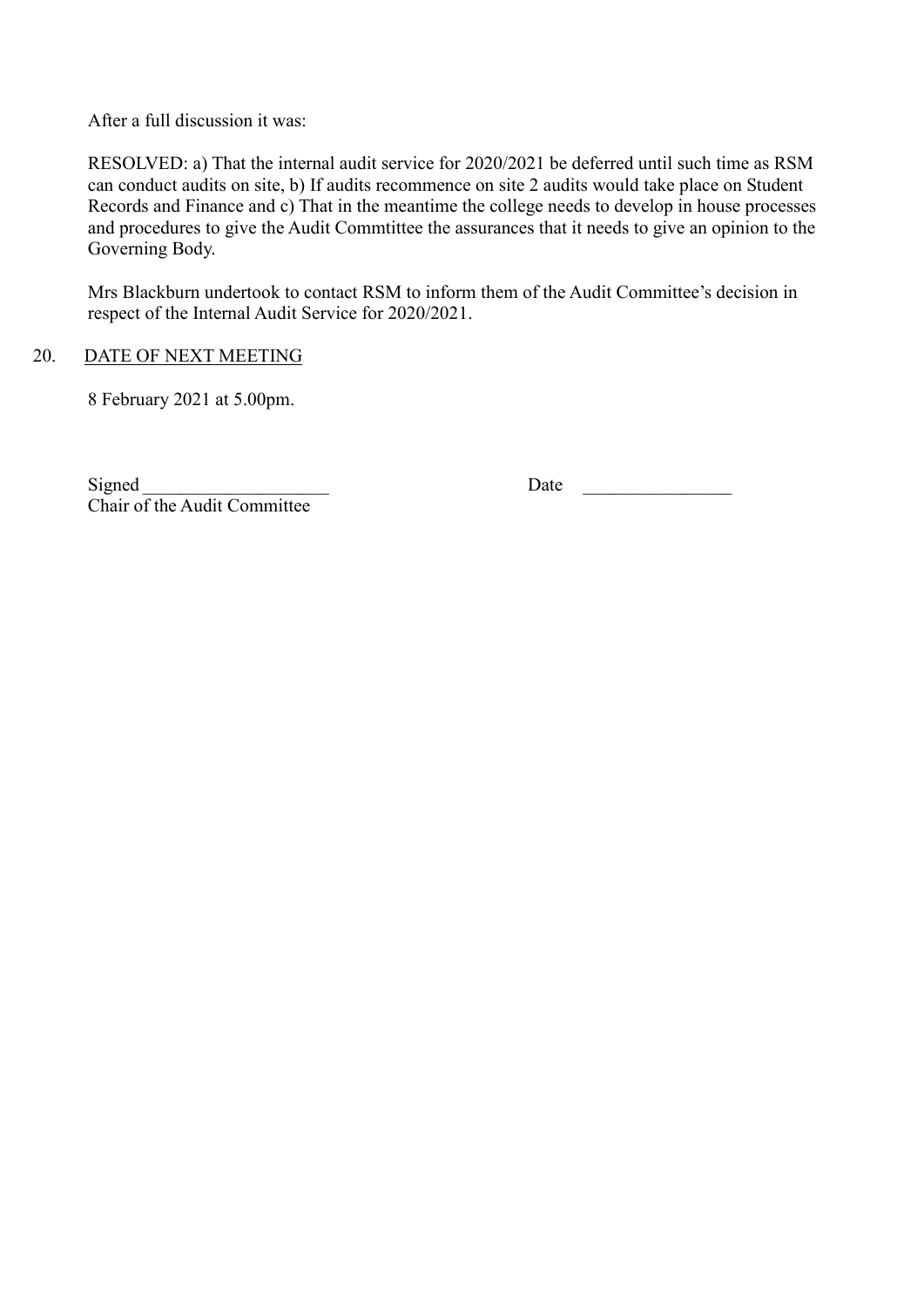After a full discussion it was:

RESOLVED: a) That the internal audit service for 2020/2021 be deferred until such time as RSM can conduct audits on site, b) If audits recommence on site 2 audits would take place on Student Records and Finance and c) That in the meantime the college needs to develop in house processes and procedures to give the Audit Commtittee the assurances that it needs to give an opinion to the Governing Body.

Mrs Blackburn undertook to contact RSM to inform them of the Audit Committee's decision in respect of the Internal Audit Service for 2020/2021.

20. DATE OF NEXT MEETING

8 February 2021 at 5.00pm.

Signed ____________________ Date ________________

Chair of the Audit Committee